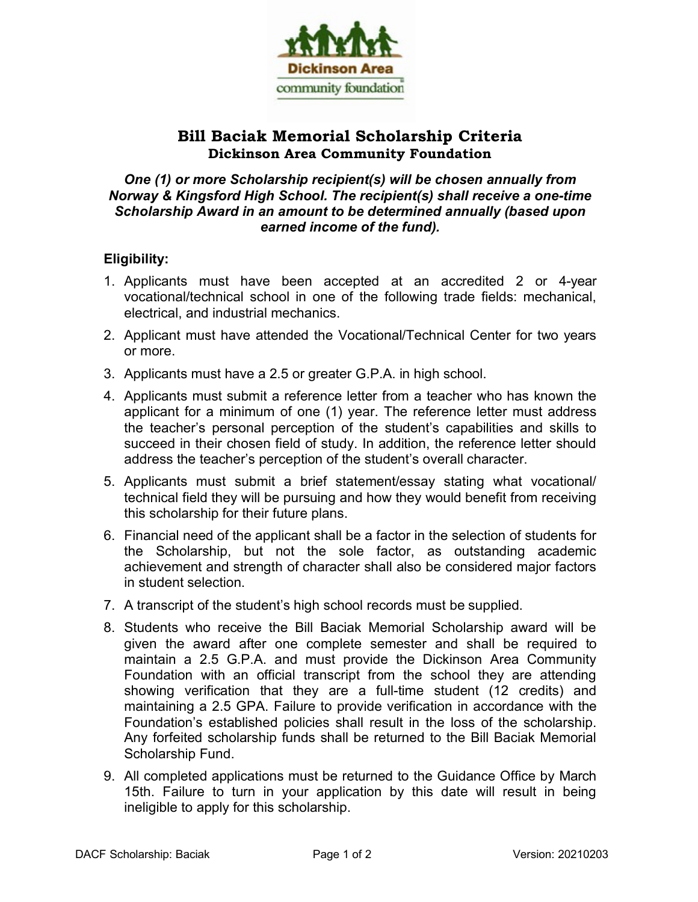# Bill Baciak Memorial Scholarship Criteria

## Dickinson Area Community Foundation

***One (1) or more Scholarship recipient(s) will be chosen annually from Norway & Kingsford High School. The recipient(s) shall receive a one-time Scholarship Award in an amount to be determined annually (based upon earned income of the fund).***

**Eligibility:**

1. Applicants must have been accepted at an accredited 2 or 4-year vocational/technical school in one of the following trade fields: mechanical, electrical, and industrial mechanics.
2. Applicant must have attended the Vocational/Technical Center for two years or more.
3. Applicants must have a 2.5 or greater G.P.A. in high school.
4. Applicants must submit a reference letter from a teacher who has known the applicant for a minimum of one (1) year. The reference letter must address the teacher's personal perception of the student's capabilities and skills to succeed in their chosen field of study. In addition, the reference letter should address the teacher's perception of the student's overall character.
5. Applicants must submit a brief statement/essay stating what vocational/ technical field they will be pursuing and how they would benefit from receiving this scholarship for their future plans.
6. Financial need of the applicant shall be a factor in the selection of students for the Scholarship, but not the sole factor, as outstanding academic achievement and strength of character shall also be considered major factors in student selection.
7. A transcript of the student's high school records must be supplied.
8. Students who receive the Bill Baciak Memorial Scholarship award will be given the award after one complete semester and shall be required to maintain a 2.5 G.P.A. and must provide the Dickinson Area Community Foundation with an official transcript from the school they are attending showing verification that they are a full-time student (12 credits) and maintaining a 2.5 GPA. Failure to provide verification in accordance with the Foundation's established policies shall result in the loss of the scholarship. Any forfeited scholarship funds shall be returned to the Bill Baciak Memorial Scholarship Fund.
9. All completed applications must be returned to the Guidance Office by March 15th. Failure to turn in your application by this date will result in being ineligible to apply for this scholarship.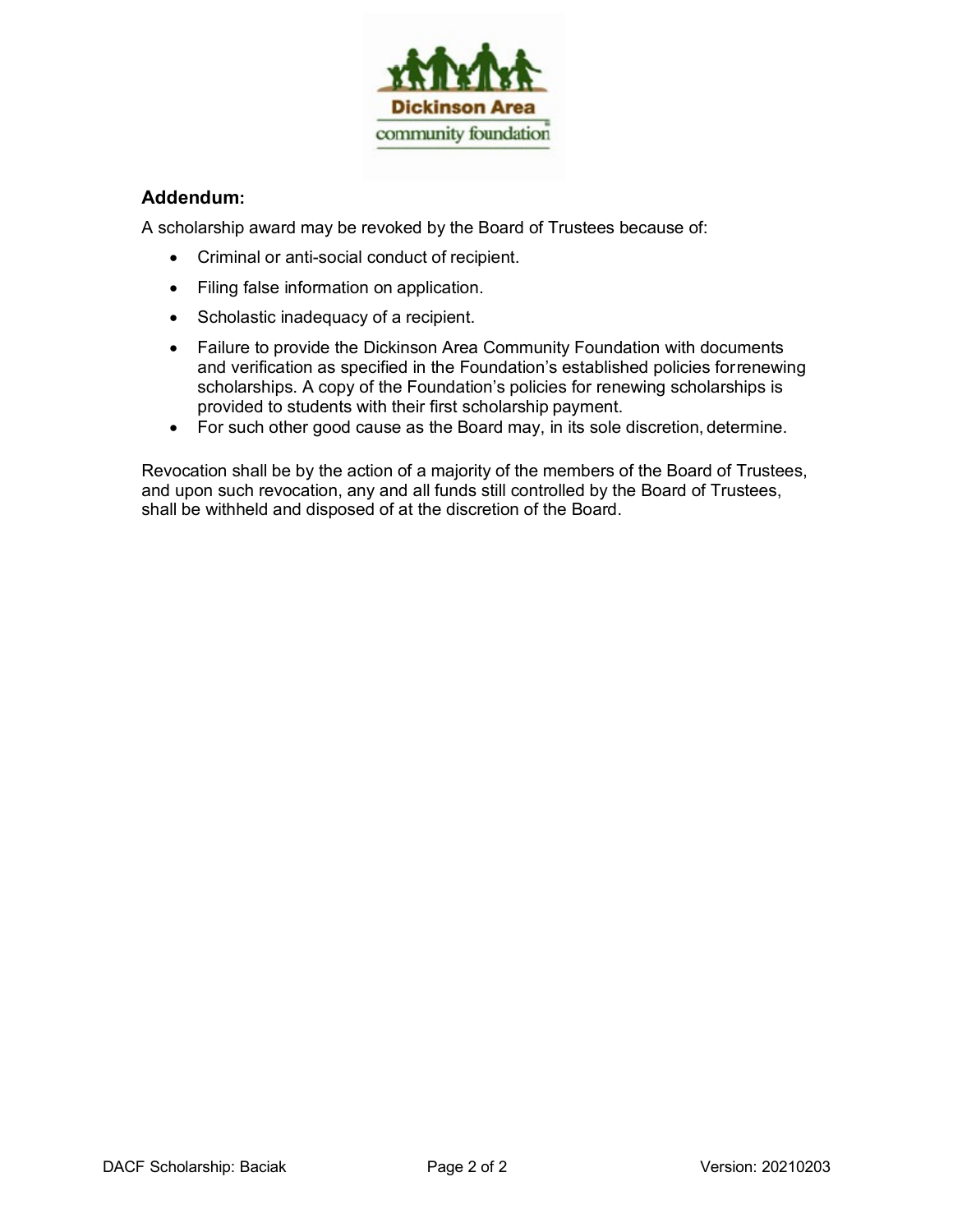## Addendum:

A scholarship award may be revoked by the Board of Trustees because of:

- Criminal or anti-social conduct of recipient.
- Filing false information on application.
- Scholastic inadequacy of a recipient.
- Failure to provide the Dickinson Area Community Foundation with documents and verification as specified in the Foundation's established policies for renewing scholarships. A copy of the Foundation's policies for renewing scholarships is provided to students with their first scholarship payment.
- For such other good cause as the Board may, in its sole discretion, determine.

Revocation shall be by the action of a majority of the members of the Board of Trustees, and upon such revocation, any and all funds still controlled by the Board of Trustees, shall be withheld and disposed of at the discretion of the Board.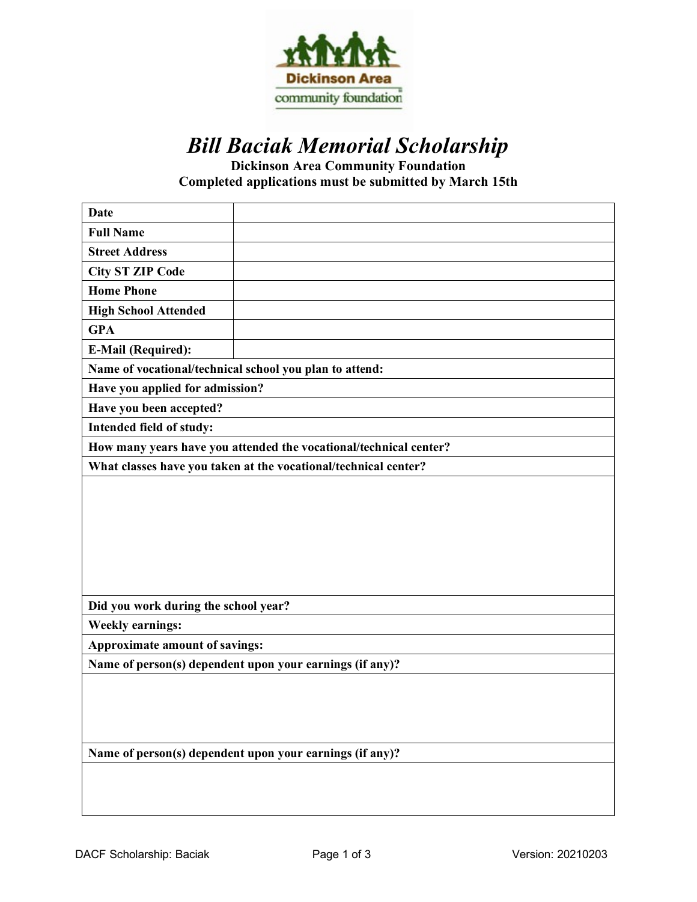Dickinson Area community foundation

# *Bill Baciak Memorial Scholarship*

**Dickinson Area Community Foundation**
**Completed applications must be submitted by March 15th**

| **Date** | |
|---|---|
| **Full Name** | |
| **Street Address** | |
| **City ST ZIP Code** | |
| **Home Phone** | |
| **High School Attended** | |
| **GPA** | |
| **E-Mail (Required):** | |

**Name of vocational/technical school you plan to attend:**

**Have you applied for admission?**

**Have you been accepted?**

**Intended field of study:**

**How many years have you attended the vocational/technical center?**

**What classes have you taken at the vocational/technical center?**

**Did you work during the school year?**

**Weekly earnings:**

**Approximate amount of savings:**

**Name of person(s) dependent upon your earnings (if any)?**

**Name of person(s) dependent upon your earnings (if any)?**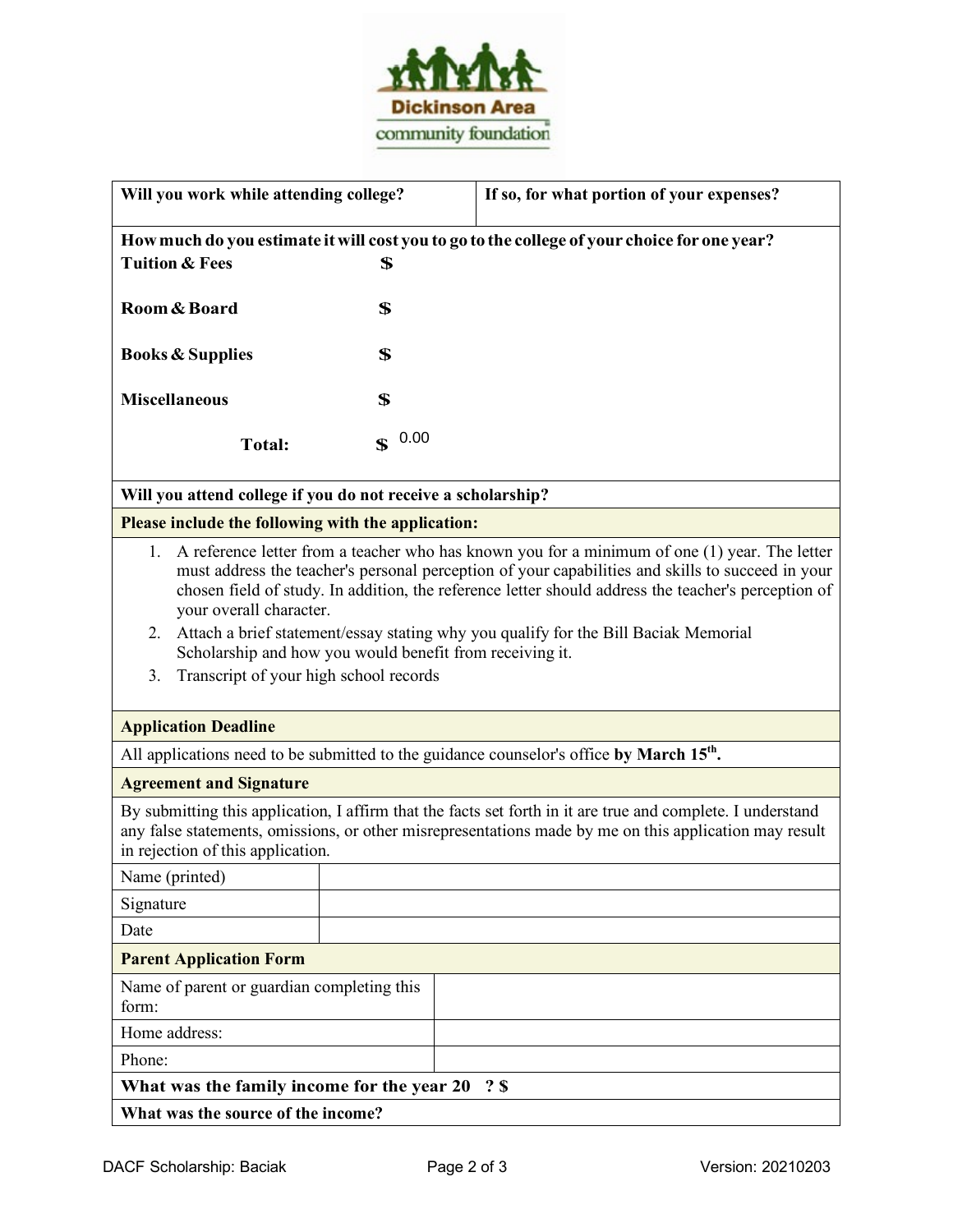| Will you work while attending college? | If so, for what portion of your expenses? |
|---|---|

**How much do you estimate it will cost you to go to the college of your choice for one year?**

| | |
|---|---|
| **Tuition & Fees** | **$** |
| **Room & Board** | **$** |
| **Books & Supplies** | **$** |
| **Miscellaneous** | **$** |
| **Total:** | **$** 0.00 |

**Will you attend college if you do not receive a scholarship?**

**Please include the following with the application:**

1. A reference letter from a teacher who has known you for a minimum of one (1) year. The letter must address the teacher's personal perception of your capabilities and skills to succeed in your chosen field of study. In addition, the reference letter should address the teacher's perception of your overall character.
2. Attach a brief statement/essay stating why you qualify for the Bill Baciak Memorial Scholarship and how you would benefit from receiving it.
3. Transcript of your high school records

**Application Deadline**

All applications need to be submitted to the guidance counselor's office **by March 15th.**

**Agreement and Signature**

By submitting this application, I affirm that the facts set forth in it are true and complete. I understand any false statements, omissions, or other misrepresentations made by me on this application may result in rejection of this application.

| | |
|---|---|
| Name (printed) | |
| Signature | |
| Date | |

**Parent Application Form**

| | |
|---|---|
| Name of parent or guardian completing this form: | |
| Home address: | |
| Phone: | |

**What was the family income for the year 20 ? $**

**What was the source of the income?**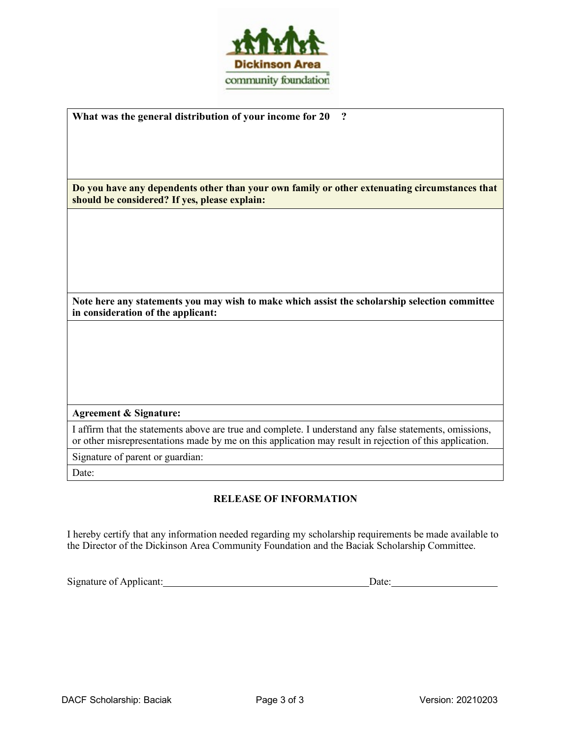Dickinson Area community foundation

| |
|---|
| **What was the general distribution of your income for 20 ?** |
| **Do you have any dependents other than your own family or other extenuating circumstances that should be considered? If yes, please explain:** |
| |
| **Note here any statements you may wish to make which assist the scholarship selection committee in consideration of the applicant:** |
| |
| **Agreement & Signature:** |
| I affirm that the statements above are true and complete. I understand any false statements, omissions, or other misrepresentations made by me on this application may result in rejection of this application. |
| Signature of parent or guardian: |
| Date: |

**RELEASE OF INFORMATION**

I hereby certify that any information needed regarding my scholarship requirements be made available to the Director of the Dickinson Area Community Foundation and the Baciak Scholarship Committee.

Signature of Applicant:\_\_\_\_\_\_\_\_\_\_\_\_\_\_\_\_\_\_\_\_\_\_\_\_\_\_\_\_\_\_\_\_\_\_\_\_\_\_\_\_Date:\_\_\_\_\_\_\_\_\_\_\_\_\_\_\_\_\_\_\_\_